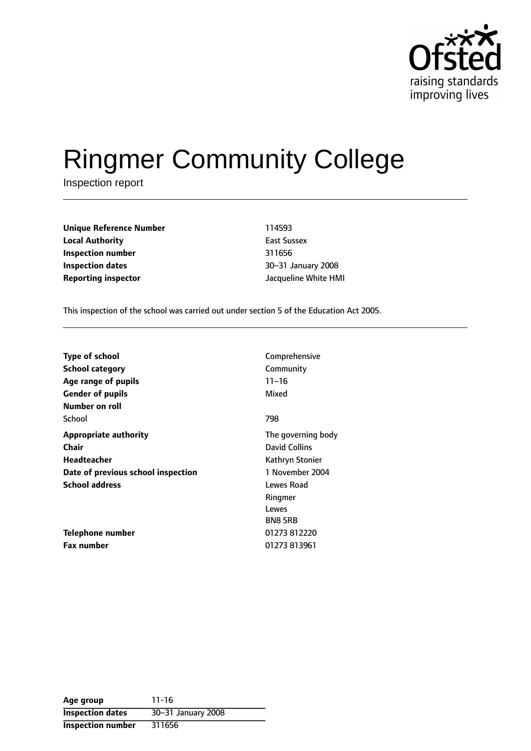Ofsted
raising standards
improving lives

# Ringmer Community College

Inspection report

| | |
|---|---|
| **Unique Reference Number** | 114593 |
| **Local Authority** | East Sussex |
| **Inspection number** | 311656 |
| **Inspection dates** | 30–31 January 2008 |
| **Reporting inspector** | Jacqueline White HMI |

This inspection of the school was carried out under section 5 of the Education Act 2005.

| | |
|---|---|
| **Type of school** | Comprehensive |
| **School category** | Community |
| **Age range of pupils** | 11–16 |
| **Gender of pupils** | Mixed |
| **Number on roll** | |
| School | 798 |
| **Appropriate authority** | The governing body |
| **Chair** | David Collins |
| **Headteacher** | Kathryn Stonier |
| **Date of previous school inspection** | 1 November 2004 |
| **School address** | Lewes Road<br>Ringmer<br>Lewes<br>BN8 5RB |
| **Telephone number** | 01273 812220 |
| **Fax number** | 01273 813961 |

| | |
|---|---|
| **Age group** | 11-16 |
| **Inspection dates** | 30–31 January 2008 |
| **Inspection number** | 311656 |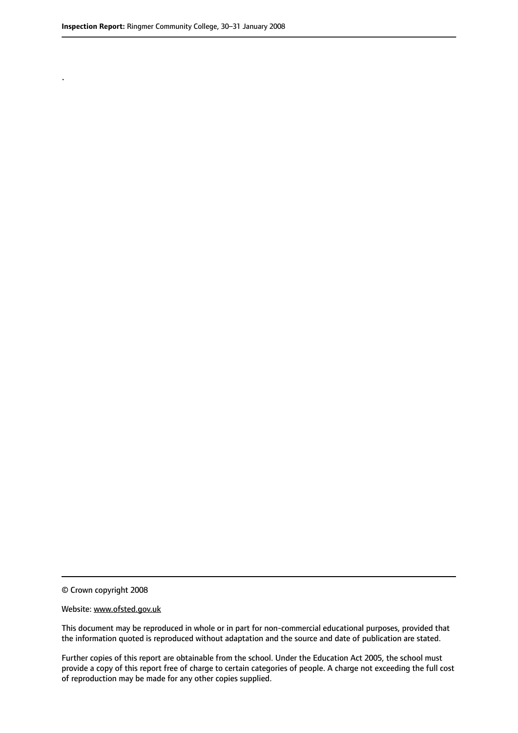.

© Crown copyright 2008

Website: www.ofsted.gov.uk

This document may be reproduced in whole or in part for non-commercial educational purposes, provided that the information quoted is reproduced without adaptation and the source and date of publication are stated.

Further copies of this report are obtainable from the school. Under the Education Act 2005, the school must provide a copy of this report free of charge to certain categories of people. A charge not exceeding the full cost of reproduction may be made for any other copies supplied.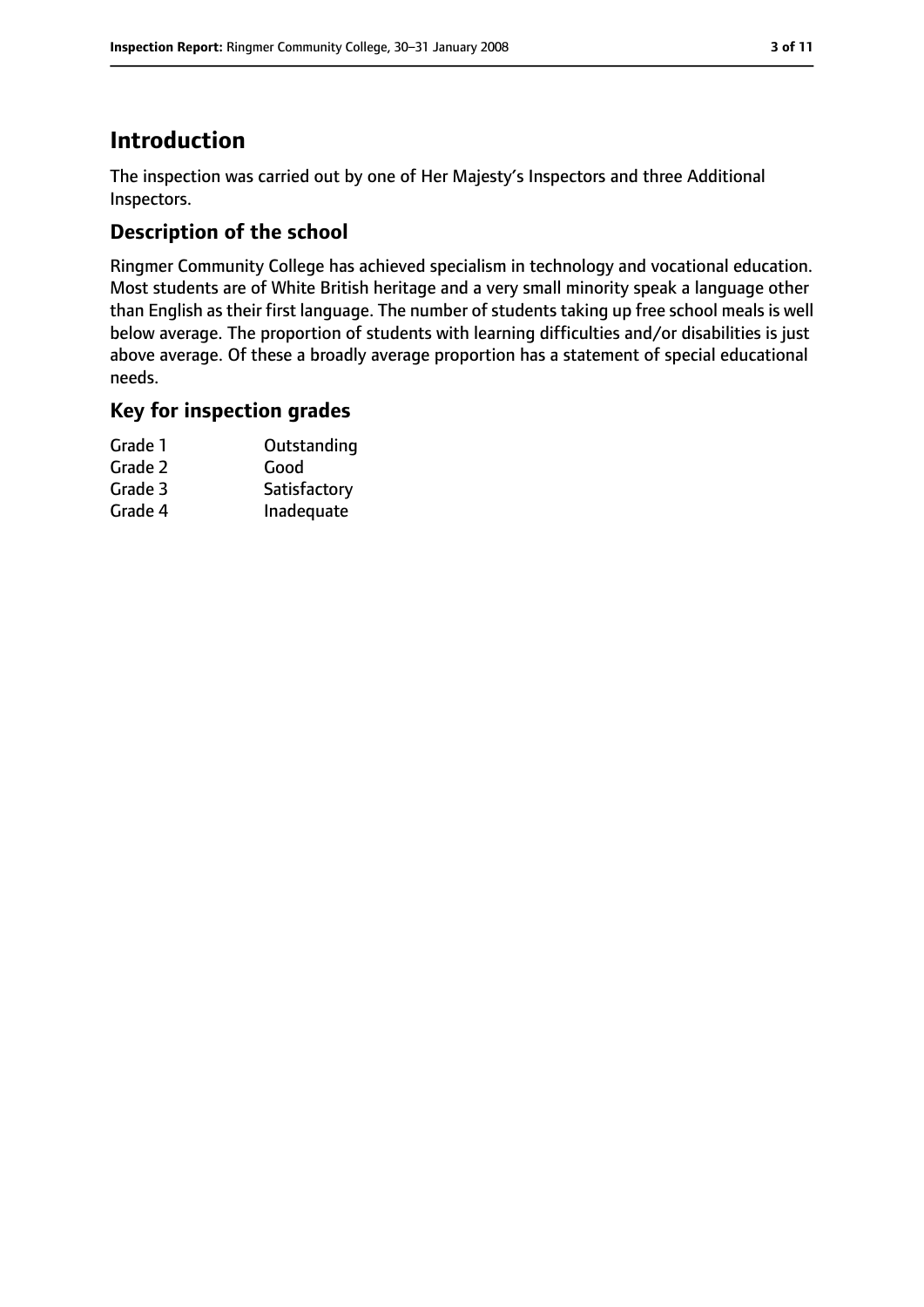# Introduction

The inspection was carried out by one of Her Majesty's Inspectors and three Additional Inspectors.

## Description of the school

Ringmer Community College has achieved specialism in technology and vocational education. Most students are of White British heritage and a very small minority speak a language other than English as their first language. The number of students taking up free school meals is well below average. The proportion of students with learning difficulties and/or disabilities is just above average. Of these a broadly average proportion has a statement of special educational needs.

## Key for inspection grades

| | |
|---|---|
| Grade 1 | Outstanding |
| Grade 2 | Good |
| Grade 3 | Satisfactory |
| Grade 4 | Inadequate |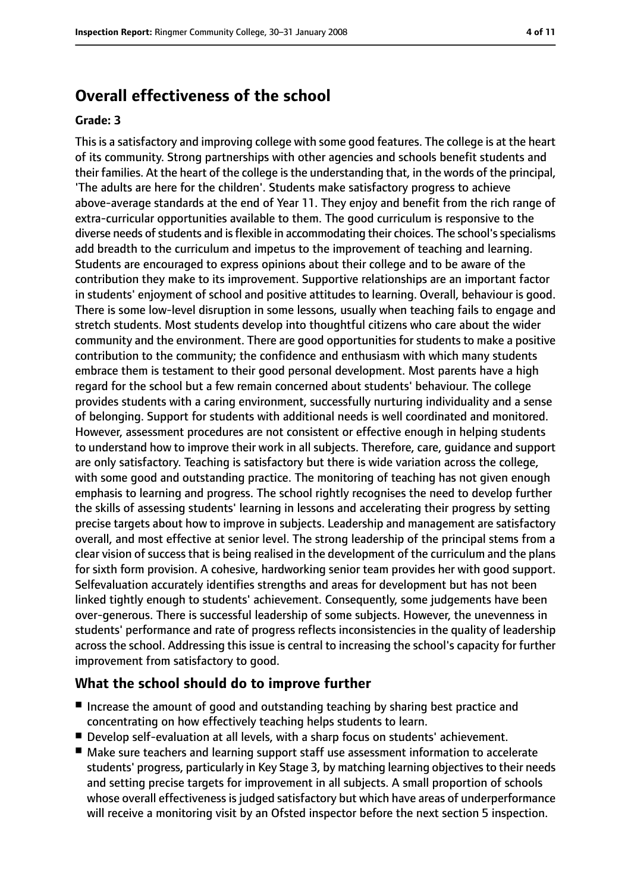# Overall effectiveness of the school

**Grade: 3**

This is a satisfactory and improving college with some good features. The college is at the heart of its community. Strong partnerships with other agencies and schools benefit students and their families. At the heart of the college is the understanding that, in the words of the principal, 'The adults are here for the children'. Students make satisfactory progress to achieve above-average standards at the end of Year 11. They enjoy and benefit from the rich range of extra-curricular opportunities available to them. The good curriculum is responsive to the diverse needs of students and is flexible in accommodating their choices. The school's specialisms add breadth to the curriculum and impetus to the improvement of teaching and learning. Students are encouraged to express opinions about their college and to be aware of the contribution they make to its improvement. Supportive relationships are an important factor in students' enjoyment of school and positive attitudes to learning. Overall, behaviour is good. There is some low-level disruption in some lessons, usually when teaching fails to engage and stretch students. Most students develop into thoughtful citizens who care about the wider community and the environment. There are good opportunities for students to make a positive contribution to the community; the confidence and enthusiasm with which many students embrace them is testament to their good personal development. Most parents have a high regard for the school but a few remain concerned about students' behaviour. The college provides students with a caring environment, successfully nurturing individuality and a sense of belonging. Support for students with additional needs is well coordinated and monitored. However, assessment procedures are not consistent or effective enough in helping students to understand how to improve their work in all subjects. Therefore, care, guidance and support are only satisfactory. Teaching is satisfactory but there is wide variation across the college, with some good and outstanding practice. The monitoring of teaching has not given enough emphasis to learning and progress. The school rightly recognises the need to develop further the skills of assessing students' learning in lessons and accelerating their progress by setting precise targets about how to improve in subjects. Leadership and management are satisfactory overall, and most effective at senior level. The strong leadership of the principal stems from a clear vision of success that is being realised in the development of the curriculum and the plans for sixth form provision. A cohesive, hardworking senior team provides her with good support. Selfevaluation accurately identifies strengths and areas for development but has not been linked tightly enough to students' achievement. Consequently, some judgements have been over-generous. There is successful leadership of some subjects. However, the unevenness in students' performance and rate of progress reflects inconsistencies in the quality of leadership across the school. Addressing this issue is central to increasing the school's capacity for further improvement from satisfactory to good.

## What the school should do to improve further

- Increase the amount of good and outstanding teaching by sharing best practice and concentrating on how effectively teaching helps students to learn.
- Develop self-evaluation at all levels, with a sharp focus on students' achievement.
- Make sure teachers and learning support staff use assessment information to accelerate students' progress, particularly in Key Stage 3, by matching learning objectives to their needs and setting precise targets for improvement in all subjects. A small proportion of schools whose overall effectiveness is judged satisfactory but which have areas of underperformance will receive a monitoring visit by an Ofsted inspector before the next section 5 inspection.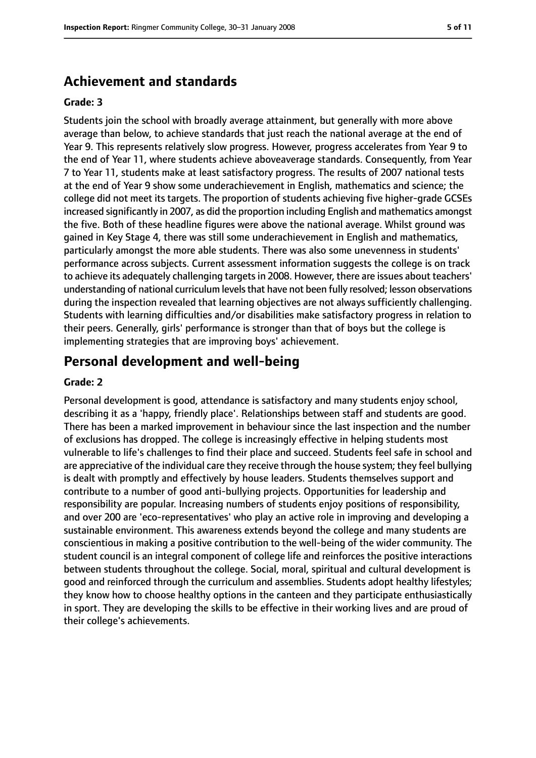## Achievement and standards

**Grade: 3**

Students join the school with broadly average attainment, but generally with more above average than below, to achieve standards that just reach the national average at the end of Year 9. This represents relatively slow progress. However, progress accelerates from Year 9 to the end of Year 11, where students achieve aboveaverage standards. Consequently, from Year 7 to Year 11, students make at least satisfactory progress. The results of 2007 national tests at the end of Year 9 show some underachievement in English, mathematics and science; the college did not meet its targets. The proportion of students achieving five higher-grade GCSEs increased significantly in 2007, as did the proportion including English and mathematics amongst the five. Both of these headline figures were above the national average. Whilst ground was gained in Key Stage 4, there was still some underachievement in English and mathematics, particularly amongst the more able students. There was also some unevenness in students' performance across subjects. Current assessment information suggests the college is on track to achieve its adequately challenging targets in 2008. However, there are issues about teachers' understanding of national curriculum levels that have not been fully resolved; lesson observations during the inspection revealed that learning objectives are not always sufficiently challenging. Students with learning difficulties and/or disabilities make satisfactory progress in relation to their peers. Generally, girls' performance is stronger than that of boys but the college is implementing strategies that are improving boys' achievement.

## Personal development and well-being

**Grade: 2**

Personal development is good, attendance is satisfactory and many students enjoy school, describing it as a 'happy, friendly place'. Relationships between staff and students are good. There has been a marked improvement in behaviour since the last inspection and the number of exclusions has dropped. The college is increasingly effective in helping students most vulnerable to life's challenges to find their place and succeed. Students feel safe in school and are appreciative of the individual care they receive through the house system; they feel bullying is dealt with promptly and effectively by house leaders. Students themselves support and contribute to a number of good anti-bullying projects. Opportunities for leadership and responsibility are popular. Increasing numbers of students enjoy positions of responsibility, and over 200 are 'eco-representatives' who play an active role in improving and developing a sustainable environment. This awareness extends beyond the college and many students are conscientious in making a positive contribution to the well-being of the wider community. The student council is an integral component of college life and reinforces the positive interactions between students throughout the college. Social, moral, spiritual and cultural development is good and reinforced through the curriculum and assemblies. Students adopt healthy lifestyles; they know how to choose healthy options in the canteen and they participate enthusiastically in sport. They are developing the skills to be effective in their working lives and are proud of their college's achievements.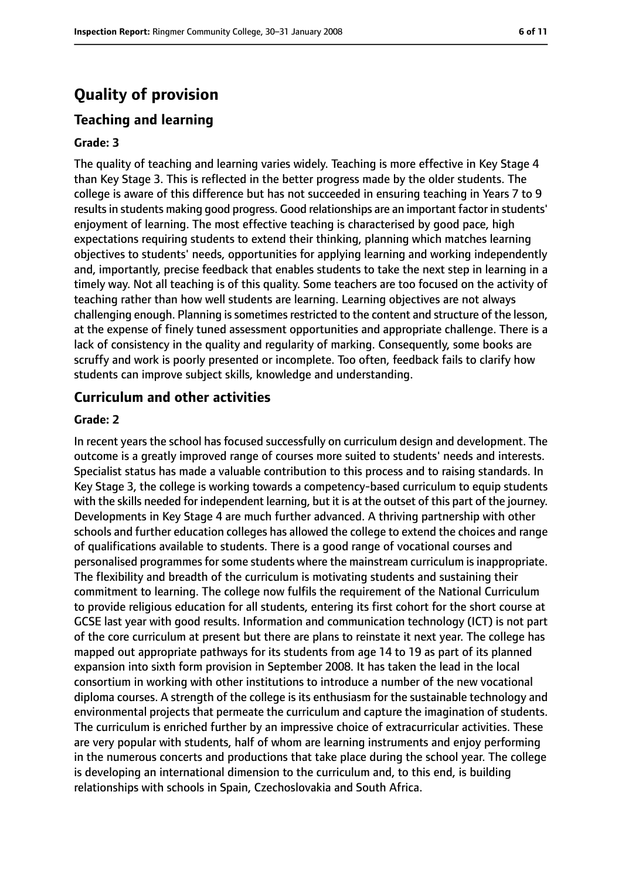# Quality of provision

## Teaching and learning

### Grade: 3

The quality of teaching and learning varies widely. Teaching is more effective in Key Stage 4 than Key Stage 3. This is reflected in the better progress made by the older students. The college is aware of this difference but has not succeeded in ensuring teaching in Years 7 to 9 results in students making good progress. Good relationships are an important factor in students' enjoyment of learning. The most effective teaching is characterised by good pace, high expectations requiring students to extend their thinking, planning which matches learning objectives to students' needs, opportunities for applying learning and working independently and, importantly, precise feedback that enables students to take the next step in learning in a timely way. Not all teaching is of this quality. Some teachers are too focused on the activity of teaching rather than how well students are learning. Learning objectives are not always challenging enough. Planning is sometimes restricted to the content and structure of the lesson, at the expense of finely tuned assessment opportunities and appropriate challenge. There is a lack of consistency in the quality and regularity of marking. Consequently, some books are scruffy and work is poorly presented or incomplete. Too often, feedback fails to clarify how students can improve subject skills, knowledge and understanding.

## Curriculum and other activities

### Grade: 2

In recent years the school has focused successfully on curriculum design and development. The outcome is a greatly improved range of courses more suited to students' needs and interests. Specialist status has made a valuable contribution to this process and to raising standards. In Key Stage 3, the college is working towards a competency-based curriculum to equip students with the skills needed for independent learning, but it is at the outset of this part of the journey. Developments in Key Stage 4 are much further advanced. A thriving partnership with other schools and further education colleges has allowed the college to extend the choices and range of qualifications available to students. There is a good range of vocational courses and personalised programmes for some students where the mainstream curriculum is inappropriate. The flexibility and breadth of the curriculum is motivating students and sustaining their commitment to learning. The college now fulfils the requirement of the National Curriculum to provide religious education for all students, entering its first cohort for the short course at GCSE last year with good results. Information and communication technology (ICT) is not part of the core curriculum at present but there are plans to reinstate it next year. The college has mapped out appropriate pathways for its students from age 14 to 19 as part of its planned expansion into sixth form provision in September 2008. It has taken the lead in the local consortium in working with other institutions to introduce a number of the new vocational diploma courses. A strength of the college is its enthusiasm for the sustainable technology and environmental projects that permeate the curriculum and capture the imagination of students. The curriculum is enriched further by an impressive choice of extracurricular activities. These are very popular with students, half of whom are learning instruments and enjoy performing in the numerous concerts and productions that take place during the school year. The college is developing an international dimension to the curriculum and, to this end, is building relationships with schools in Spain, Czechoslovakia and South Africa.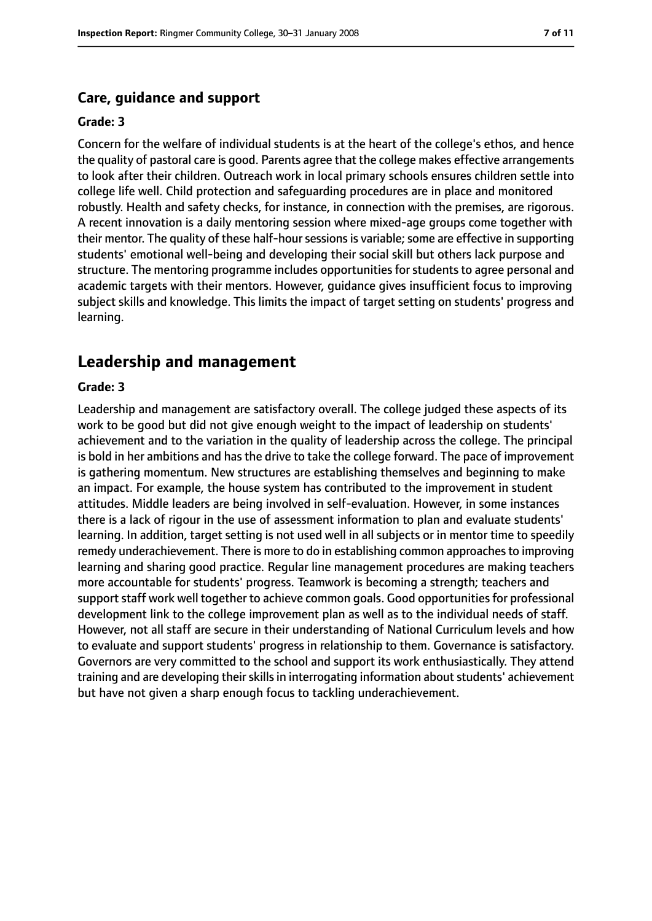### Care, guidance and support

#### Grade: 3

Concern for the welfare of individual students is at the heart of the college's ethos, and hence the quality of pastoral care is good. Parents agree that the college makes effective arrangements to look after their children. Outreach work in local primary schools ensures children settle into college life well. Child protection and safeguarding procedures are in place and monitored robustly. Health and safety checks, for instance, in connection with the premises, are rigorous. A recent innovation is a daily mentoring session where mixed-age groups come together with their mentor. The quality of these half-hour sessions is variable; some are effective in supporting students' emotional well-being and developing their social skill but others lack purpose and structure. The mentoring programme includes opportunities for students to agree personal and academic targets with their mentors. However, guidance gives insufficient focus to improving subject skills and knowledge. This limits the impact of target setting on students' progress and learning.

## Leadership and management

#### Grade: 3

Leadership and management are satisfactory overall. The college judged these aspects of its work to be good but did not give enough weight to the impact of leadership on students' achievement and to the variation in the quality of leadership across the college. The principal is bold in her ambitions and has the drive to take the college forward. The pace of improvement is gathering momentum. New structures are establishing themselves and beginning to make an impact. For example, the house system has contributed to the improvement in student attitudes. Middle leaders are being involved in self-evaluation. However, in some instances there is a lack of rigour in the use of assessment information to plan and evaluate students' learning. In addition, target setting is not used well in all subjects or in mentor time to speedily remedy underachievement. There is more to do in establishing common approaches to improving learning and sharing good practice. Regular line management procedures are making teachers more accountable for students' progress. Teamwork is becoming a strength; teachers and support staff work well together to achieve common goals. Good opportunities for professional development link to the college improvement plan as well as to the individual needs of staff. However, not all staff are secure in their understanding of National Curriculum levels and how to evaluate and support students' progress in relationship to them. Governance is satisfactory. Governors are very committed to the school and support its work enthusiastically. They attend training and are developing their skills in interrogating information about students' achievement but have not given a sharp enough focus to tackling underachievement.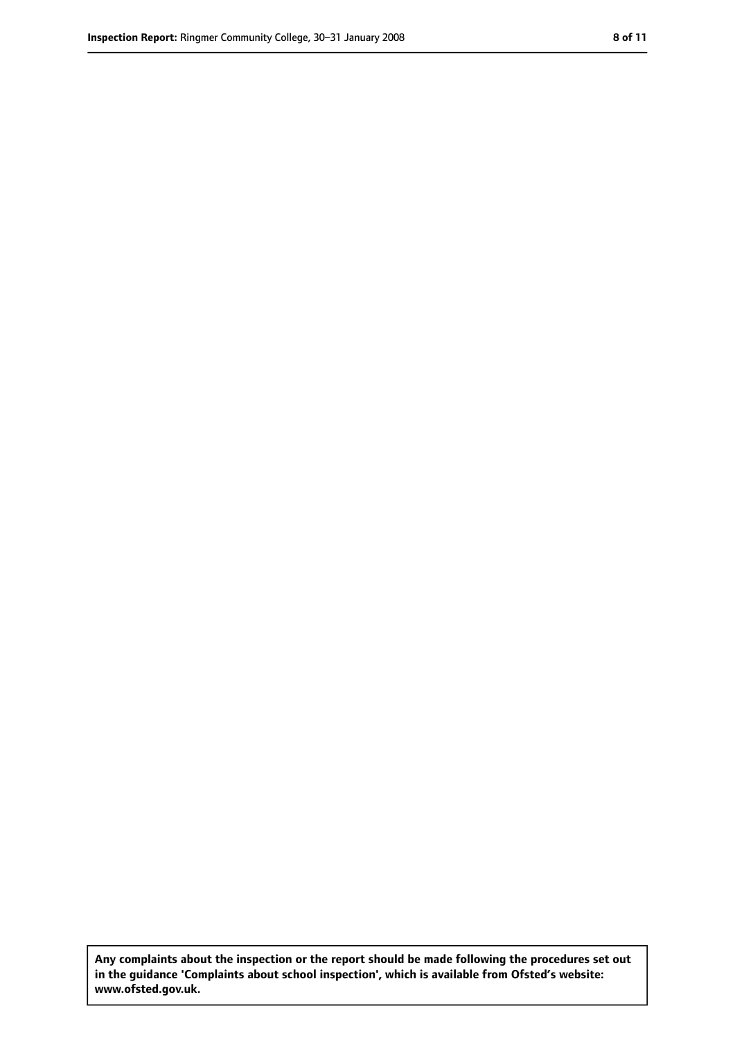**Any complaints about the inspection or the report should be made following the procedures set out in the guidance 'Complaints about school inspection', which is available from Ofsted's website: www.ofsted.gov.uk.**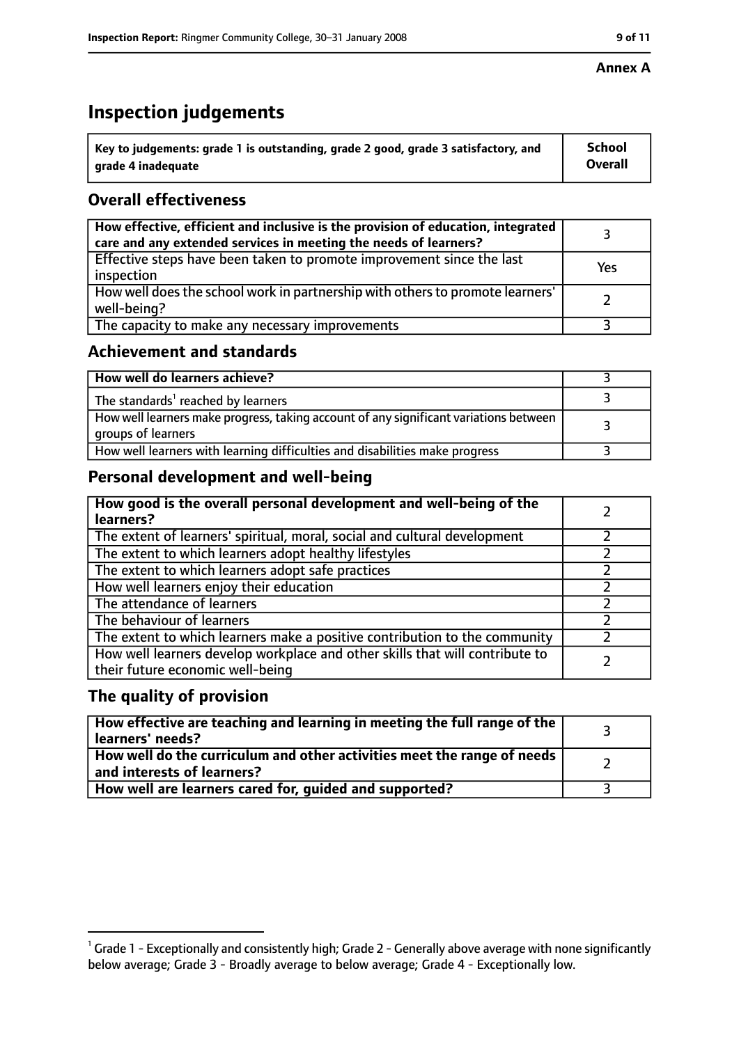**Annex A**

# Inspection judgements

| Key to judgements: grade 1 is outstanding, grade 2 good, grade 3 satisfactory, and grade 4 inadequate | School Overall |
|---|---|

## Overall effectiveness

| | |
|---|---|
| **How effective, efficient and inclusive is the provision of education, integrated care and any extended services in meeting the needs of learners?** | 3 |
| Effective steps have been taken to promote improvement since the last inspection | Yes |
| How well does the school work in partnership with others to promote learners' well-being? | 2 |
| The capacity to make any necessary improvements | 3 |

## Achievement and standards

| | |
|---|---|
| **How well do learners achieve?** | 3 |
| The standards[1] reached by learners | 3 |
| How well learners make progress, taking account of any significant variations between groups of learners | 3 |
| How well learners with learning difficulties and disabilities make progress | 3 |

## Personal development and well-being

| | |
|---|---|
| **How good is the overall personal development and well-being of the learners?** | 2 |
| The extent of learners' spiritual, moral, social and cultural development | 2 |
| The extent to which learners adopt healthy lifestyles | 2 |
| The extent to which learners adopt safe practices | 2 |
| How well learners enjoy their education | 2 |
| The attendance of learners | 2 |
| The behaviour of learners | 2 |
| The extent to which learners make a positive contribution to the community | 2 |
| How well learners develop workplace and other skills that will contribute to their future economic well-being | 2 |

## The quality of provision

| | |
|---|---|
| **How effective are teaching and learning in meeting the full range of the learners' needs?** | 3 |
| **How well do the curriculum and other activities meet the range of needs and interests of learners?** | 2 |
| **How well are learners cared for, guided and supported?** | 3 |

[1] Grade 1 - Exceptionally and consistently high; Grade 2 - Generally above average with none significantly below average; Grade 3 - Broadly average to below average; Grade 4 - Exceptionally low.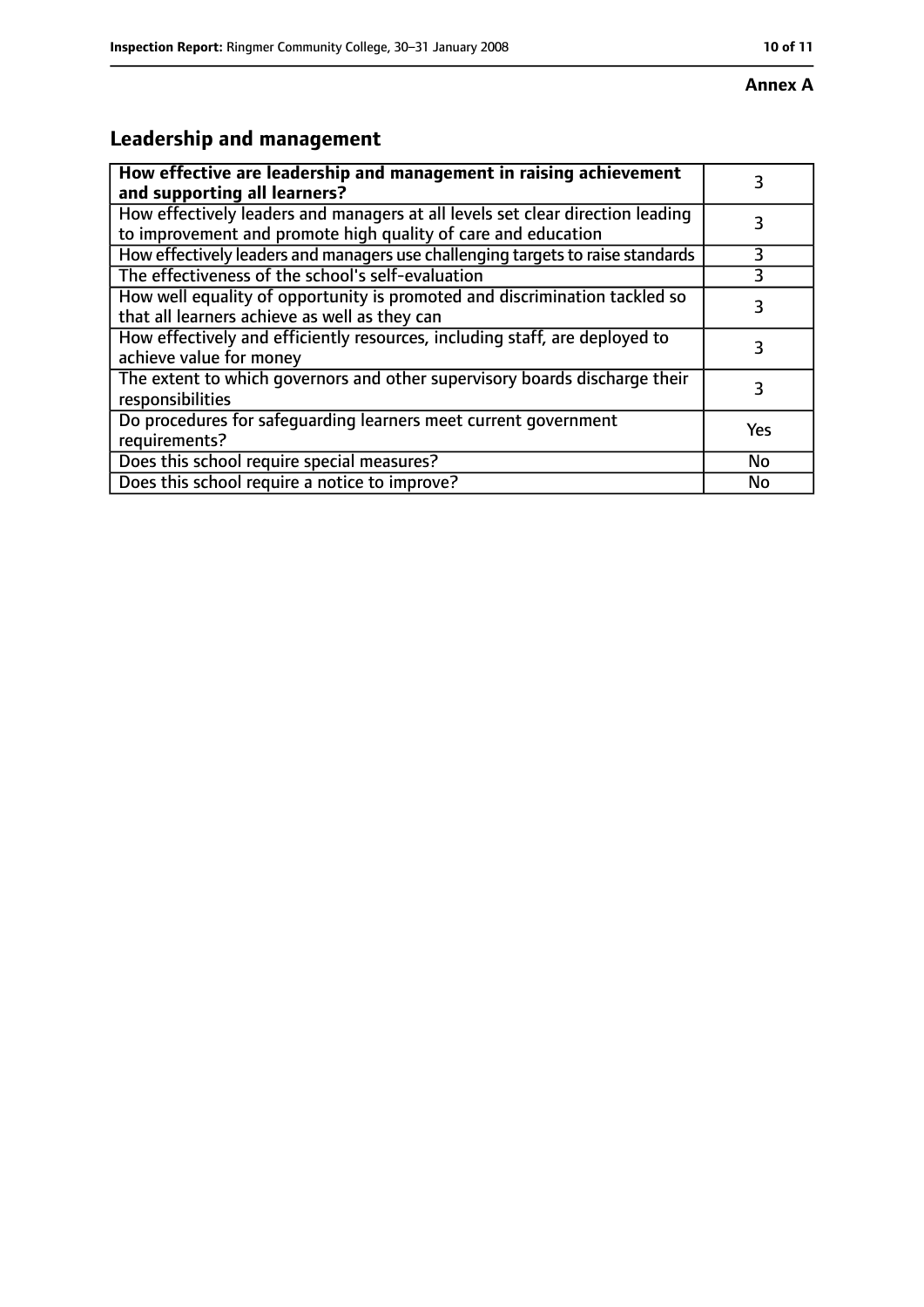**Annex A**

## Leadership and management

| **How effective are leadership and management in raising achievement and supporting all learners?** | 3 |
|---|---|
| How effectively leaders and managers at all levels set clear direction leading to improvement and promote high quality of care and education | 3 |
| How effectively leaders and managers use challenging targets to raise standards | 3 |
| The effectiveness of the school's self-evaluation | 3 |
| How well equality of opportunity is promoted and discrimination tackled so that all learners achieve as well as they can | 3 |
| How effectively and efficiently resources, including staff, are deployed to achieve value for money | 3 |
| The extent to which governors and other supervisory boards discharge their responsibilities | 3 |
| Do procedures for safeguarding learners meet current government requirements? | Yes |
| Does this school require special measures? | No |
| Does this school require a notice to improve? | No |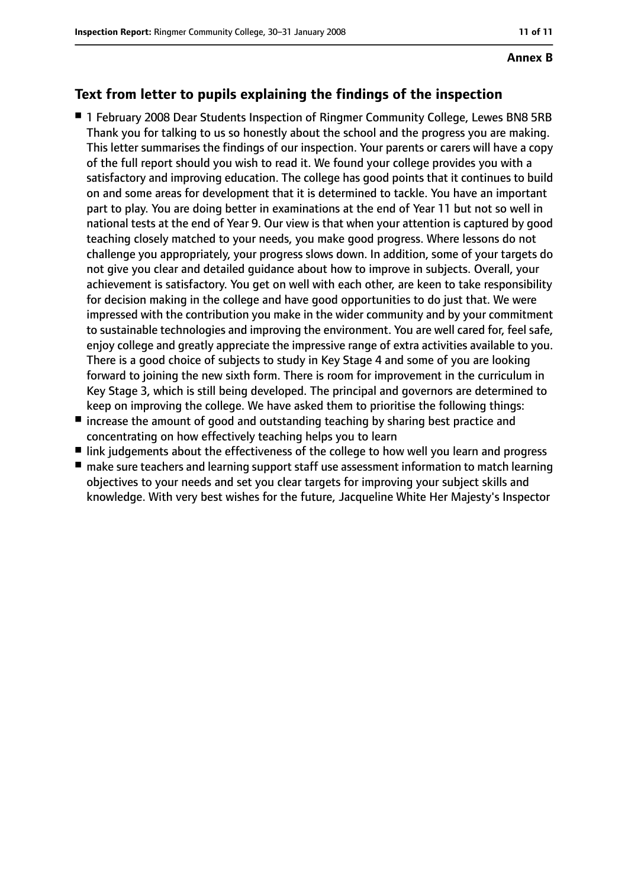**Annex B**

## Text from letter to pupils explaining the findings of the inspection

- 1 February 2008 Dear Students Inspection of Ringmer Community College, Lewes BN8 5RB Thank you for talking to us so honestly about the school and the progress you are making. This letter summarises the findings of our inspection. Your parents or carers will have a copy of the full report should you wish to read it. We found your college provides you with a satisfactory and improving education. The college has good points that it continues to build on and some areas for development that it is determined to tackle. You have an important part to play. You are doing better in examinations at the end of Year 11 but not so well in national tests at the end of Year 9. Our view is that when your attention is captured by good teaching closely matched to your needs, you make good progress. Where lessons do not challenge you appropriately, your progress slows down. In addition, some of your targets do not give you clear and detailed guidance about how to improve in subjects. Overall, your achievement is satisfactory. You get on well with each other, are keen to take responsibility for decision making in the college and have good opportunities to do just that. We were impressed with the contribution you make in the wider community and by your commitment to sustainable technologies and improving the environment. You are well cared for, feel safe, enjoy college and greatly appreciate the impressive range of extra activities available to you. There is a good choice of subjects to study in Key Stage 4 and some of you are looking forward to joining the new sixth form. There is room for improvement in the curriculum in Key Stage 3, which is still being developed. The principal and governors are determined to keep on improving the college. We have asked them to prioritise the following things:
- increase the amount of good and outstanding teaching by sharing best practice and concentrating on how effectively teaching helps you to learn
- link judgements about the effectiveness of the college to how well you learn and progress
- make sure teachers and learning support staff use assessment information to match learning objectives to your needs and set you clear targets for improving your subject skills and knowledge. With very best wishes for the future, Jacqueline White Her Majesty's Inspector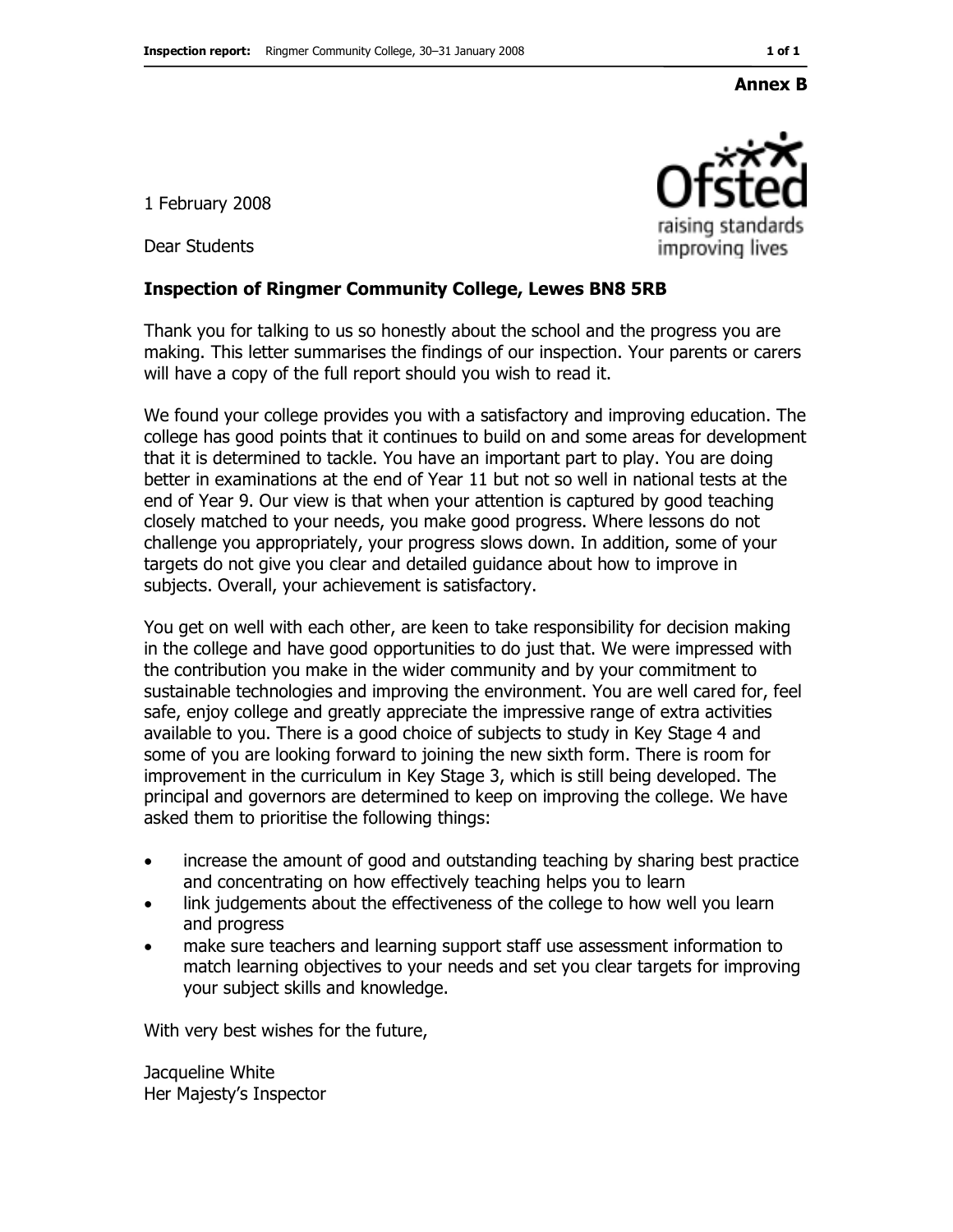**Annex B**

1 February 2008

Dear Students

**Inspection of Ringmer Community College, Lewes BN8 5RB**

Thank you for talking to us so honestly about the school and the progress you are making. This letter summarises the findings of our inspection. Your parents or carers will have a copy of the full report should you wish to read it.

We found your college provides you with a satisfactory and improving education. The college has good points that it continues to build on and some areas for development that it is determined to tackle. You have an important part to play. You are doing better in examinations at the end of Year 11 but not so well in national tests at the end of Year 9. Our view is that when your attention is captured by good teaching closely matched to your needs, you make good progress. Where lessons do not challenge you appropriately, your progress slows down. In addition, some of your targets do not give you clear and detailed guidance about how to improve in subjects. Overall, your achievement is satisfactory.

You get on well with each other, are keen to take responsibility for decision making in the college and have good opportunities to do just that. We were impressed with the contribution you make in the wider community and by your commitment to sustainable technologies and improving the environment. You are well cared for, feel safe, enjoy college and greatly appreciate the impressive range of extra activities available to you. There is a good choice of subjects to study in Key Stage 4 and some of you are looking forward to joining the new sixth form. There is room for improvement in the curriculum in Key Stage 3, which is still being developed. The principal and governors are determined to keep on improving the college. We have asked them to prioritise the following things:

- increase the amount of good and outstanding teaching by sharing best practice and concentrating on how effectively teaching helps you to learn
- link judgements about the effectiveness of the college to how well you learn and progress
- make sure teachers and learning support staff use assessment information to match learning objectives to your needs and set you clear targets for improving your subject skills and knowledge.

With very best wishes for the future,

Jacqueline White
Her Majesty's Inspector